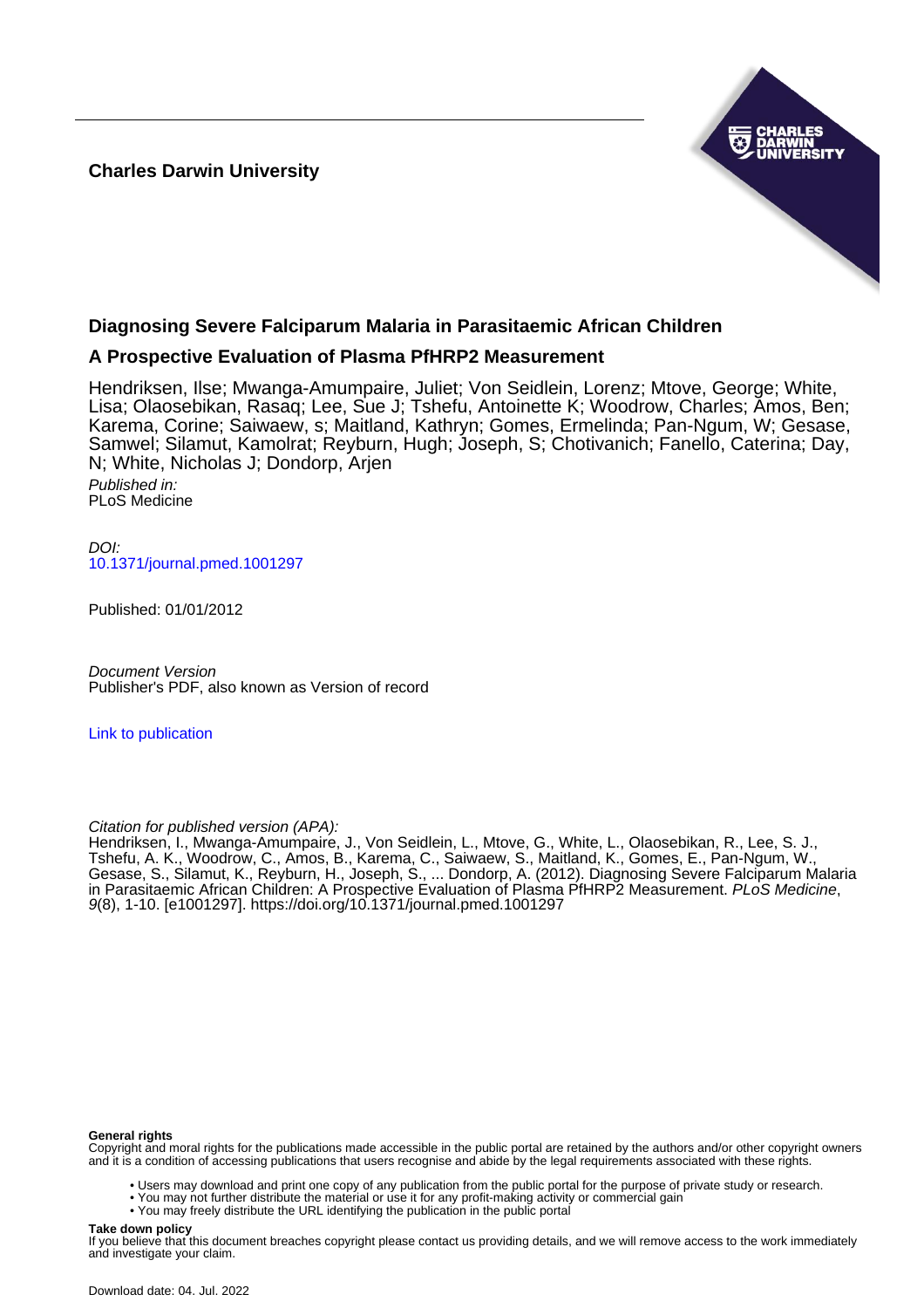**Charles Darwin University**

## Diagnosing Severe Falciparum Malaria in Parasitaemic African Children

### A Prospective Evaluation of Plasma PfHRP2 Measurement

Hendriksen, Ilse; Mwanga-Amumpaire, Juliet; Von Seidlein, Lorenz; Mtove, George; White, Lisa; Olaosebikan, Rasaq; Lee, Sue J; Tshefu, Antoinette K; Woodrow, Charles; Amos, Ben; Karema, Corine; Saiwaew, s; Maitland, Kathryn; Gomes, Ermelinda; Pan-Ngum, W; Gesase, Samwel; Silamut, Kamolrat; Reyburn, Hugh; Joseph, S; Chotivanich; Fanello, Caterina; Day, N; White, Nicholas J; Dondorp, Arjen

*Published in:*
PLoS Medicine

*DOI:*
10.1371/journal.pmed.1001297

Published: 01/01/2012

*Document Version*
Publisher's PDF, also known as Version of record

Link to publication

*Citation for published version (APA):*
Hendriksen, I., Mwanga-Amumpaire, J., Von Seidlein, L., Mtove, G., White, L., Olaosebikan, R., Lee, S. J., Tshefu, A. K., Woodrow, C., Amos, B., Karema, C., Saiwaew, S., Maitland, K., Gomes, E., Pan-Ngum, W., Gesase, S., Silamut, K., Reyburn, H., Joseph, S., ... Dondorp, A. (2012). Diagnosing Severe Falciparum Malaria in Parasitaemic African Children: A Prospective Evaluation of Plasma PfHRP2 Measurement. *PLoS Medicine*, *9*(8), 1-10. [e1001297]. https://doi.org/10.1371/journal.pmed.1001297

**General rights**
Copyright and moral rights for the publications made accessible in the public portal are retained by the authors and/or other copyright owners and it is a condition of accessing publications that users recognise and abide by the legal requirements associated with these rights.

- Users may download and print one copy of any publication from the public portal for the purpose of private study or research.
- You may not further distribute the material or use it for any profit-making activity or commercial gain
- You may freely distribute the URL identifying the publication in the public portal

**Take down policy**
If you believe that this document breaches copyright please contact us providing details, and we will remove access to the work immediately and investigate your claim.

Download date: 04. Jul. 2022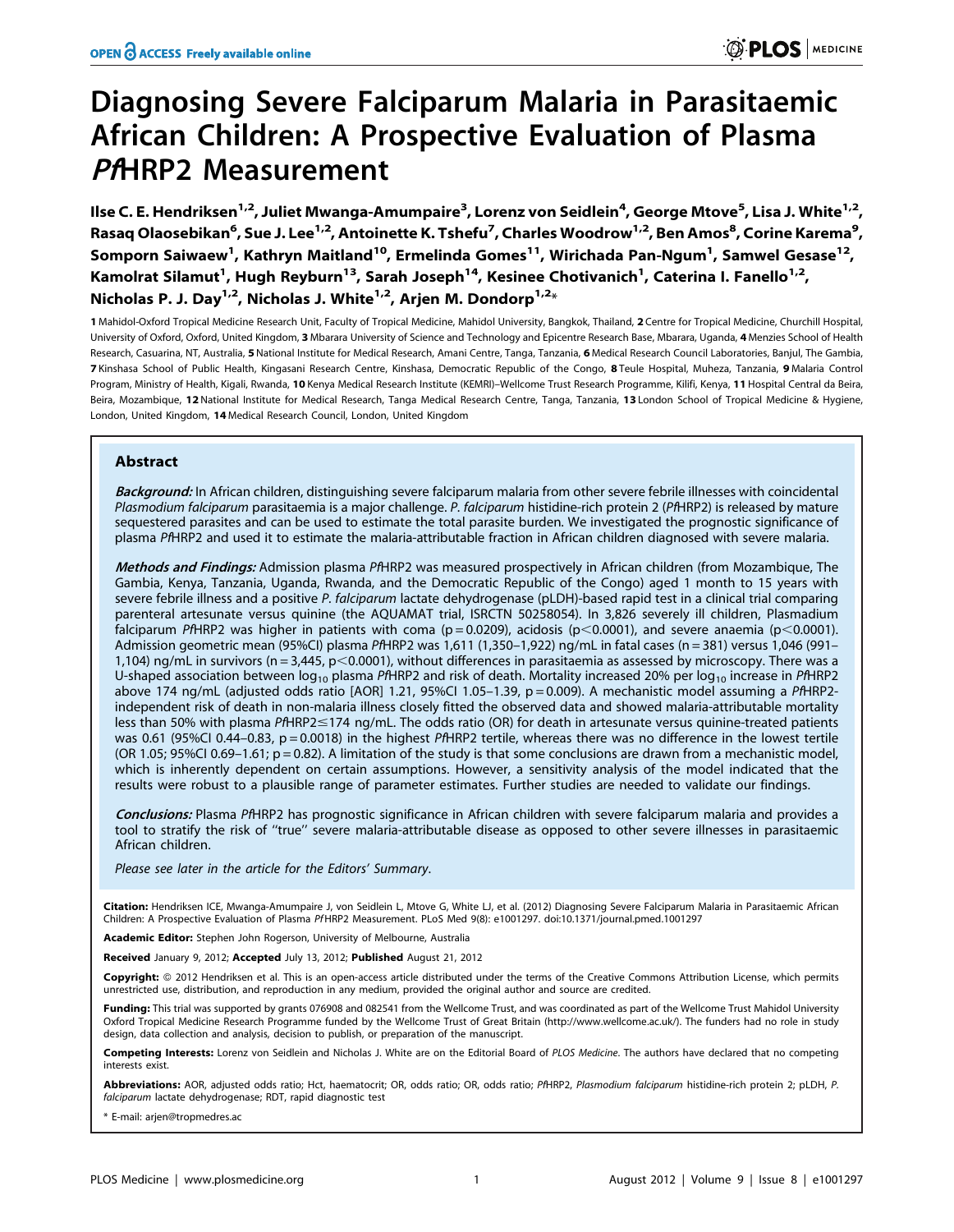# Diagnosing Severe Falciparum Malaria in Parasitaemic African Children: A Prospective Evaluation of Plasma *Pf*HRP2 Measurement

**Ilse C. E. Hendriksen[1,2], Juliet Mwanga-Amumpaire[3], Lorenz von Seidlein[4], George Mtove[5], Lisa J. White[1,2], Rasaq Olaosebikan[6], Sue J. Lee[1,2], Antoinette K. Tshefu[7], Charles Woodrow[1,2], Ben Amos[8], Corine Karema[9], Somporn Saiwaew[1], Kathryn Maitland[10], Ermelinda Gomes[11], Wirichada Pan-Ngum[1], Samwel Gesase[12], Kamolrat Silamut[1], Hugh Reyburn[13], Sarah Joseph[14], Kesinee Chotivanich[1], Caterina I. Fanello[1,2], Nicholas P. J. Day[1,2], Nicholas J. White[1,2], Arjen M. Dondorp[1,2]***

**1** Mahidol-Oxford Tropical Medicine Research Unit, Faculty of Tropical Medicine, Mahidol University, Bangkok, Thailand, **2** Centre for Tropical Medicine, Churchill Hospital, University of Oxford, Oxford, United Kingdom, **3** Mbarara University of Science and Technology and Epicentre Research Base, Mbarara, Uganda, **4** Menzies School of Health Research, Casuarina, NT, Australia, **5** National Institute for Medical Research, Amani Centre, Tanga, Tanzania, **6** Medical Research Council Laboratories, Banjul, The Gambia, **7** Kinshasa School of Public Health, Kingasani Research Centre, Kinshasa, Democratic Republic of the Congo, **8** Teule Hospital, Muheza, Tanzania, **9** Malaria Control Program, Ministry of Health, Kigali, Rwanda, **10** Kenya Medical Research Institute (KEMRI)–Wellcome Trust Research Programme, Kilifi, Kenya, **11** Hospital Central da Beira, Beira, Mozambique, **12** National Institute for Medical Research, Tanga Medical Research Centre, Tanga, Tanzania, **13** London School of Tropical Medicine & Hygiene, London, United Kingdom, **14** Medical Research Council, London, United Kingdom

## Abstract

***Background:*** In African children, distinguishing severe falciparum malaria from other severe febrile illnesses with coincidental *Plasmodium falciparum* parasitaemia is a major challenge. *P. falciparum* histidine-rich protein 2 (*Pf*HRP2) is released by mature sequestered parasites and can be used to estimate the total parasite burden. We investigated the prognostic significance of plasma *Pf*HRP2 and used it to estimate the malaria-attributable fraction in African children diagnosed with severe malaria.

***Methods and Findings:*** Admission plasma *Pf*HRP2 was measured prospectively in African children (from Mozambique, The Gambia, Kenya, Tanzania, Uganda, Rwanda, and the Democratic Republic of the Congo) aged 1 month to 15 years with severe febrile illness and a positive *P. falciparum* lactate dehydrogenase (pLDH)-based rapid test in a clinical trial comparing parenteral artesunate versus quinine (the AQUAMAT trial, ISRCTN 50258054). In 3,826 severely ill children, Plasmadium falciparum *Pf*HRP2 was higher in patients with coma ($p = 0.0209$), acidosis ($p < 0.0001$), and severe anaemia ($p < 0.0001$). Admission geometric mean (95%CI) plasma *Pf*HRP2 was 1,611 (1,350–1,922) ng/mL in fatal cases (n = 381) versus 1,046 (991–1,104) ng/mL in survivors (n = 3,445, $p < 0.0001$), without differences in parasitaemia as assessed by microscopy. There was a U-shaped association between $\log_{10}$ plasma *Pf*HRP2 and risk of death. Mortality increased 20% per $\log_{10}$ increase in *Pf*HRP2 above 174 ng/mL (adjusted odds ratio [AOR] 1.21, 95%CI 1.05–1.39, $p = 0.009$). A mechanistic model assuming a *Pf*HRP2-independent risk of death in non-malaria illness closely fitted the observed data and showed malaria-attributable mortality less than 50% with plasma *Pf*HRP2 ≤ 174 ng/mL. The odds ratio (OR) for death in artesunate versus quinine-treated patients was 0.61 (95%CI 0.44–0.83, $p = 0.0018$) in the highest *Pf*HRP2 tertile, whereas there was no difference in the lowest tertile (OR 1.05; 95%CI 0.69–1.61; $p = 0.82$). A limitation of the study is that some conclusions are drawn from a mechanistic model, which is inherently dependent on certain assumptions. However, a sensitivity analysis of the model indicated that the results were robust to a plausible range of parameter estimates. Further studies are needed to validate our findings.

***Conclusions:*** Plasma *Pf*HRP2 has prognostic significance in African children with severe falciparum malaria and provides a tool to stratify the risk of "true" severe malaria-attributable disease as opposed to other severe illnesses in parasitaemic African children.

*Please see later in the article for the Editors' Summary.*

**Citation:** Hendriksen ICE, Mwanga-Amumpaire J, von Seidlein L, Mtove G, White LJ, et al. (2012) Diagnosing Severe Falciparum Malaria in Parasitaemic African Children: A Prospective Evaluation of Plasma *Pf*HRP2 Measurement. PLoS Med 9(8): e1001297. doi:10.1371/journal.pmed.1001297

**Academic Editor:** Stephen John Rogerson, University of Melbourne, Australia

**Received** January 9, 2012; **Accepted** July 13, 2012; **Published** August 21, 2012

**Copyright:** © 2012 Hendriksen et al. This is an open-access article distributed under the terms of the Creative Commons Attribution License, which permits unrestricted use, distribution, and reproduction in any medium, provided the original author and source are credited.

**Funding:** This trial was supported by grants 076908 and 082541 from the Wellcome Trust, and was coordinated as part of the Wellcome Trust Mahidol University Oxford Tropical Medicine Research Programme funded by the Wellcome Trust of Great Britain (http://www.wellcome.ac.uk/). The funders had no role in study design, data collection and analysis, decision to publish, or preparation of the manuscript.

**Competing Interests:** Lorenz von Seidlein and Nicholas J. White are on the Editorial Board of *PLOS Medicine*. The authors have declared that no competing interests exist.

**Abbreviations:** AOR, adjusted odds ratio; Hct, haematocrit; OR, odds ratio; OR, odds ratio; *Pf*HRP2, *Plasmodium falciparum* histidine-rich protein 2; pLDH, *P. falciparum* lactate dehydrogenase; RDT, rapid diagnostic test

\* E-mail: arjen@tropmedres.ac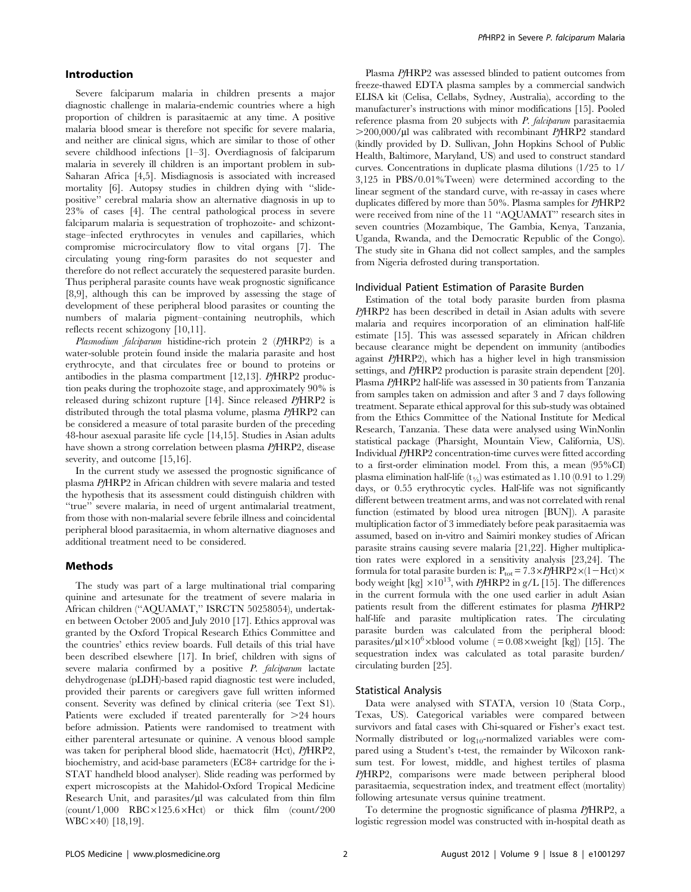## Introduction

Severe falciparum malaria in children presents a major diagnostic challenge in malaria-endemic countries where a high proportion of children is parasitaemic at any time. A positive malaria blood smear is therefore not specific for severe malaria, and neither are clinical signs, which are similar to those of other severe childhood infections [1–3]. Overdiagnosis of falciparum malaria in severely ill children is an important problem in sub-Saharan Africa [4,5]. Misdiagnosis is associated with increased mortality [6]. Autopsy studies in children dying with "slide-positive" cerebral malaria show an alternative diagnosis in up to 23% of cases [4]. The central pathological process in severe falciparum malaria is sequestration of trophozoite- and schizont-stage–infected erythrocytes in venules and capillaries, which compromise microcirculatory flow to vital organs [7]. The circulating young ring-form parasites do not sequester and therefore do not reflect accurately the sequestered parasite burden. Thus peripheral parasite counts have weak prognostic significance [8,9], although this can be improved by assessing the stage of development of these peripheral blood parasites or counting the numbers of malaria pigment–containing neutrophils, which reflects recent schizogony [10,11].

*Plasmodium falciparum* histidine-rich protein 2 (*Pf*HRP2) is a water-soluble protein found inside the malaria parasite and host erythrocyte, and that circulates free or bound to proteins or antibodies in the plasma compartment [12,13]. *Pf*HRP2 production peaks during the trophozoite stage, and approximately 90% is released during schizont rupture [14]. Since released *Pf*HRP2 is distributed through the total plasma volume, plasma *Pf*HRP2 can be considered a measure of total parasite burden of the preceding 48-hour asexual parasite life cycle [14,15]. Studies in Asian adults have shown a strong correlation between plasma *Pf*HRP2, disease severity, and outcome [15,16].

In the current study we assessed the prognostic significance of plasma *Pf*HRP2 in African children with severe malaria and tested the hypothesis that its assessment could distinguish children with "true" severe malaria, in need of urgent antimalarial treatment, from those with non-malarial severe febrile illness and coincidental peripheral blood parasitaemia, in whom alternative diagnoses and additional treatment need to be considered.

## Methods

The study was part of a large multinational trial comparing quinine and artesunate for the treatment of severe malaria in African children ("AQUAMAT," ISRCTN 50258054), undertaken between October 2005 and July 2010 [17]. Ethics approval was granted by the Oxford Tropical Research Ethics Committee and the countries' ethics review boards. Full details of this trial have been described elsewhere [17]. In brief, children with signs of severe malaria confirmed by a positive *P. falciparum* lactate dehydrogenase (pLDH)-based rapid diagnostic test were included, provided their parents or caregivers gave full written informed consent. Severity was defined by clinical criteria (see Text S1). Patients were excluded if treated parenterally for >24 hours before admission. Patients were randomised to treatment with either parenteral artesunate or quinine. A venous blood sample was taken for peripheral blood slide, haematocrit (Hct), *Pf*HRP2, biochemistry, and acid-base parameters (EC8+ cartridge for the i-STAT handheld blood analyser). Slide reading was performed by expert microscopists at the Mahidol-Oxford Tropical Medicine Research Unit, and parasites/µl was calculated from thin film (count/1,000 RBC×125.6×Hct) or thick film (count/200 WBC×40) [18,19].

Plasma *Pf*HRP2 was assessed blinded to patient outcomes from freeze-thawed EDTA plasma samples by a commercial sandwich ELISA kit (Celisa, Cellabs, Sydney, Australia), according to the manufacturer's instructions with minor modifications [15]. Pooled reference plasma from 20 subjects with *P. falciparum* parasitaemia >200,000/µl was calibrated with recombinant *Pf*HRP2 standard (kindly provided by D. Sullivan, John Hopkins School of Public Health, Baltimore, Maryland, US) and used to construct standard curves. Concentrations in duplicate plasma dilutions (1/25 to 1/3,125 in PBS/0.01%Tween) were determined according to the linear segment of the standard curve, with re-assay in cases where duplicates differed by more than 50%. Plasma samples for *Pf*HRP2 were received from nine of the 11 "AQUAMAT" research sites in seven countries (Mozambique, The Gambia, Kenya, Tanzania, Uganda, Rwanda, and the Democratic Republic of the Congo). The study site in Ghana did not collect samples, and the samples from Nigeria defrosted during transportation.

### Individual Patient Estimation of Parasite Burden

Estimation of the total body parasite burden from plasma *Pf*HRP2 has been described in detail in Asian adults with severe malaria and requires incorporation of an elimination half-life estimate [15]. This was assessed separately in African children because clearance might be dependent on immunity (antibodies against *Pf*HRP2), which has a higher level in high transmission settings, and *Pf*HRP2 production is parasite strain dependent [20]. Plasma *Pf*HRP2 half-life was assessed in 30 patients from Tanzania from samples taken on admission and after 3 and 7 days following treatment. Separate ethical approval for this sub-study was obtained from the Ethics Committee of the National Institute for Medical Research, Tanzania. These data were analysed using WinNonlin statistical package (Pharsight, Mountain View, California, US). Individual *Pf*HRP2 concentration-time curves were fitted according to a first-order elimination model. From this, a mean (95%CI) plasma elimination half-life ($t_{1/2}$) was estimated as 1.10 (0.91 to 1.29) days, or 0.55 erythrocytic cycles. Half-life was not significantly different between treatment arms, and was not correlated with renal function (estimated by blood urea nitrogen [BUN]). A parasite multiplication factor of 3 immediately before peak parasitaemia was assumed, based on in-vitro and Saimiri monkey studies of African parasite strains causing severe malaria [21,22]. Higher multiplication rates were explored in a sensitivity analysis [23,24]. The formula for total parasite burden is: $P_{tot} = 7.3 \times PfHRP2 \times (1-Hct) \times$ body weight [kg] $\times 10^{13}$, with *Pf*HRP2 in g/L [15]. The differences in the current formula with the one used earlier in adult Asian patients result from the different estimates for plasma *Pf*HRP2 half-life and parasite multiplication rates. The circulating parasite burden was calculated from the peripheral blood: parasites/µl$\times 10^6 \times$blood volume ($= 0.08 \times$weight [kg]) [15]. The sequestration index was calculated as total parasite burden/circulating burden [25].

### Statistical Analysis

Data were analysed with STATA, version 10 (Stata Corp., Texas, US). Categorical variables were compared between survivors and fatal cases with Chi-squared or Fisher's exact test. Normally distributed or $\log_{10}$-normalized variables were compared using a Student's t-test, the remainder by Wilcoxon rank-sum test. For lowest, middle, and highest tertiles of plasma *Pf*HRP2, comparisons were made between peripheral blood parasitaemia, sequestration index, and treatment effect (mortality) following artesunate versus quinine treatment.

To determine the prognostic significance of plasma *Pf*HRP2, a logistic regression model was constructed with in-hospital death as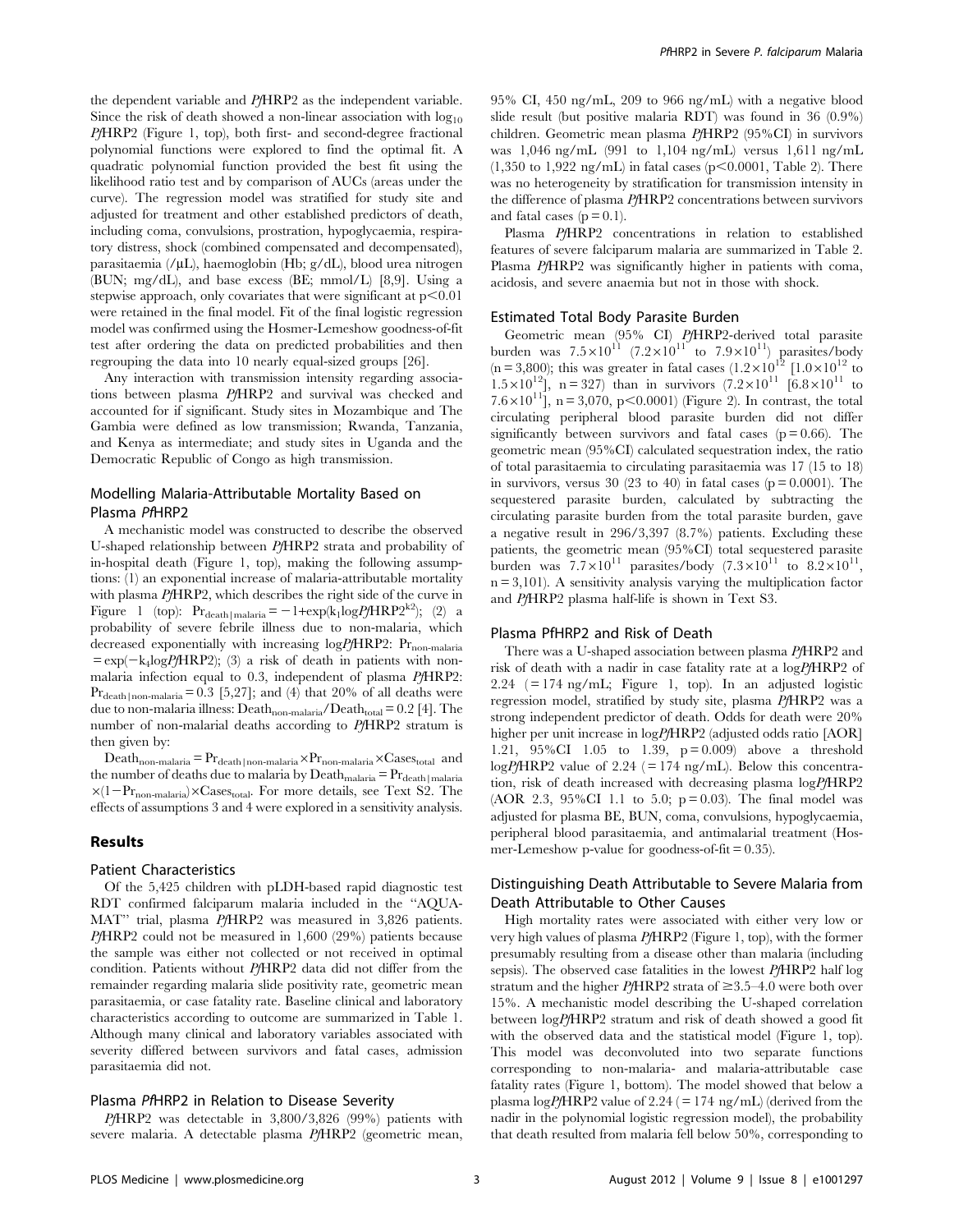the dependent variable and *Pf*HRP2 as the independent variable. Since the risk of death showed a non-linear association with $\log_{10}$ *Pf*HRP2 (Figure 1, top), both first- and second-degree fractional polynomial functions were explored to find the optimal fit. A quadratic polynomial function provided the best fit using the likelihood ratio test and by comparison of AUCs (areas under the curve). The regression model was stratified for study site and adjusted for treatment and other established predictors of death, including coma, convulsions, prostration, hypoglycaemia, respiratory distress, shock (combined compensated and decompensated), parasitaemia (/µL), haemoglobin (Hb; g/dL), blood urea nitrogen (BUN; mg/dL), and base excess (BE; mmol/L) [8,9]. Using a stepwise approach, only covariates that were significant at $p<0.01$ were retained in the final model. Fit of the final logistic regression model was confirmed using the Hosmer-Lemeshow goodness-of-fit test after ordering the data on predicted probabilities and then regrouping the data into 10 nearly equal-sized groups [26].

Any interaction with transmission intensity regarding associations between plasma *Pf*HRP2 and survival was checked and accounted for if significant. Study sites in Mozambique and The Gambia were defined as low transmission; Rwanda, Tanzania, and Kenya as intermediate; and study sites in Uganda and the Democratic Republic of Congo as high transmission.

### Modelling Malaria-Attributable Mortality Based on Plasma *Pf*HRP2

A mechanistic model was constructed to describe the observed U-shaped relationship between *Pf*HRP2 strata and probability of in-hospital death (Figure 1, top), making the following assumptions: (1) an exponential increase of malaria-attributable mortality with plasma *Pf*HRP2, which describes the right side of the curve in Figure 1 (top): $Pr_{death|malaria} = -1+\exp(k_1 \log PfHRP2^{k2})$; (2) a probability of severe febrile illness due to non-malaria, which decreased exponentially with increasing log*Pf*HRP2: $Pr_{non\text{-}malaria} = \exp(-k_4 \log PfHRP2)$; (3) a risk of death in patients with non-malaria infection equal to 0.3, independent of plasma *Pf*HRP2: $Pr_{death|non\text{-}malaria} = 0.3$ [5,27]; and (4) that 20% of all deaths were due to non-malaria illness: $Death_{non\text{-}malaria}/Death_{total} = 0.2$ [4]. The number of non-malarial deaths according to *Pf*HRP2 stratum is then given by:

$Death_{non\text{-}malaria} = Pr_{death|non\text{-}malaria} \times Pr_{non\text{-}malaria} \times Cases_{total}$ and the number of deaths due to malaria by $Death_{malaria} = Pr_{death|malaria} \times (1-Pr_{non\text{-}malaria}) \times Cases_{total}$. For more details, see Text S2. The effects of assumptions 3 and 4 were explored in a sensitivity analysis.

## Results

### Patient Characteristics

Of the 5,425 children with pLDH-based rapid diagnostic test RDT confirmed falciparum malaria included in the "AQUAMAT" trial, plasma *Pf*HRP2 was measured in 3,826 patients. *Pf*HRP2 could not be measured in 1,600 (29%) patients because the sample was either not collected or not received in optimal condition. Patients without *Pf*HRP2 data did not differ from the remainder regarding malaria slide positivity rate, geometric mean parasitaemia, or case fatality rate. Baseline clinical and laboratory characteristics according to outcome are summarized in Table 1. Although many clinical and laboratory variables associated with severity differed between survivors and fatal cases, admission parasitaemia did not.

### Plasma *Pf*HRP2 in Relation to Disease Severity

*Pf*HRP2 was detectable in 3,800/3,826 (99%) patients with severe malaria. A detectable plasma *Pf*HRP2 (geometric mean, 95% CI, 450 ng/mL, 209 to 966 ng/mL) with a negative blood slide result (but positive malaria RDT) was found in 36 (0.9%) children. Geometric mean plasma *Pf*HRP2 (95%CI) in survivors was 1,046 ng/mL (991 to 1,104 ng/mL) versus 1,611 ng/mL (1,350 to 1,922 ng/mL) in fatal cases ($p<0.0001$, Table 2). There was no heterogeneity by stratification for transmission intensity in the difference of plasma *Pf*HRP2 concentrations between survivors and fatal cases ($p = 0.1$).

Plasma *Pf*HRP2 concentrations in relation to established features of severe falciparum malaria are summarized in Table 2. Plasma *Pf*HRP2 was significantly higher in patients with coma, acidosis, and severe anaemia but not in those with shock.

### Estimated Total Body Parasite Burden

Geometric mean (95% CI) *Pf*HRP2-derived total parasite burden was $7.5\times10^{11}$ ($7.2\times10^{11}$ to $7.9\times10^{11}$) parasites/body ($n = 3,800$); this was greater in fatal cases ($1.2\times10^{12}$ [$1.0\times10^{12}$ to $1.5\times10^{12}$], $n = 327$) than in survivors ($7.2\times10^{11}$ [$6.8\times10^{11}$ to $7.6\times10^{11}$], $n = 3,070$, $p<0.0001$) (Figure 2). In contrast, the total circulating peripheral blood parasite burden did not differ significantly between survivors and fatal cases ($p = 0.66$). The geometric mean (95%CI) calculated sequestration index, the ratio of total parasitaemia to circulating parasitaemia was 17 (15 to 18) in survivors, versus 30 (23 to 40) in fatal cases ($p = 0.0001$). The sequestered parasite burden, calculated by subtracting the circulating parasite burden from the total parasite burden, gave a negative result in 296/3,397 (8.7%) patients. Excluding these patients, the geometric mean (95%CI) total sequestered parasite burden was $7.7\times10^{11}$ parasites/body ($7.3\times10^{11}$ to $8.2\times10^{11}$, $n = 3,101$). A sensitivity analysis varying the multiplication factor and *Pf*HRP2 plasma half-life is shown in Text S3.

### Plasma PfHRP2 and Risk of Death

There was a U-shaped association between plasma *Pf*HRP2 and risk of death with a nadir in case fatality rate at a log*Pf*HRP2 of 2.24 (= 174 ng/mL; Figure 1, top). In an adjusted logistic regression model, stratified by study site, plasma *Pf*HRP2 was a strong independent predictor of death. Odds for death were 20% higher per unit increase in log*Pf*HRP2 (adjusted odds ratio [AOR] 1.21, 95%CI 1.05 to 1.39, $p = 0.009$) above a threshold log*Pf*HRP2 value of 2.24 (= 174 ng/mL). Below this concentration, risk of death increased with decreasing plasma log*Pf*HRP2 (AOR 2.3, 95%CI 1.1 to 5.0; $p = 0.03$). The final model was adjusted for plasma BE, BUN, coma, convulsions, hypoglycaemia, peripheral blood parasitaemia, and antimalarial treatment (Hosmer-Lemeshow p-value for goodness-of-fit = 0.35).

### Distinguishing Death Attributable to Severe Malaria from Death Attributable to Other Causes

High mortality rates were associated with either very low or very high values of plasma *Pf*HRP2 (Figure 1, top), with the former presumably resulting from a disease other than malaria (including sepsis). The observed case fatalities in the lowest *Pf*HRP2 half log stratum and the higher *Pf*HRP2 strata of ≥3.5–4.0 were both over 15%. A mechanistic model describing the U-shaped correlation between log*Pf*HRP2 stratum and risk of death showed a good fit with the observed data and the statistical model (Figure 1, top). This model was deconvoluted into two separate functions corresponding to non-malaria- and malaria-attributable case fatality rates (Figure 1, bottom). The model showed that below a plasma log*Pf*HRP2 value of 2.24 (= 174 ng/mL) (derived from the nadir in the polynomial logistic regression model), the probability that death resulted from malaria fell below 50%, corresponding to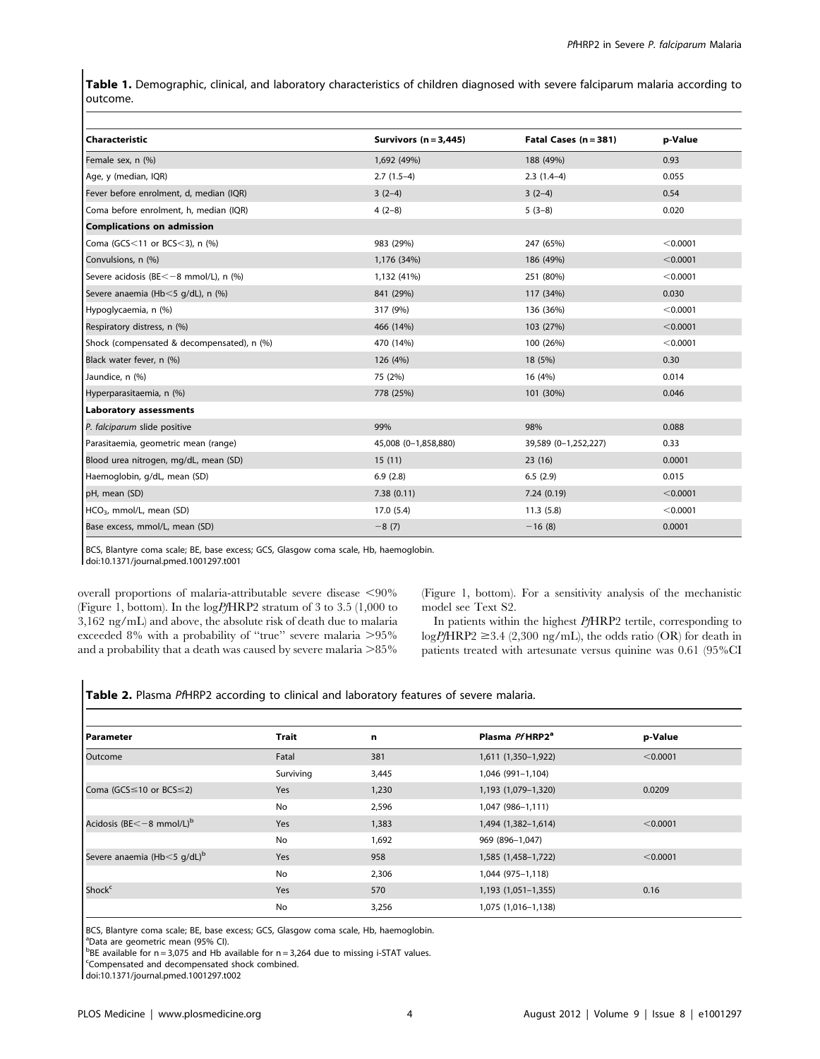**Table 1.** Demographic, clinical, and laboratory characteristics of children diagnosed with severe falciparum malaria according to outcome.

| Characteristic | Survivors (n = 3,445) | Fatal Cases (n = 381) | p-Value |
|---|---|---|---|
| Female sex, n (%) | 1,692 (49%) | 188 (49%) | 0.93 |
| Age, y (median, IQR) | 2.7 (1.5–4) | 2.3 (1.4–4) | 0.055 |
| Fever before enrolment, d, median (IQR) | 3 (2–4) | 3 (2–4) | 0.54 |
| Coma before enrolment, h, median (IQR) | 4 (2–8) | 5 (3–8) | 0.020 |
| **Complications on admission** | | | |
| Coma (GCS<11 or BCS<3), n (%) | 983 (29%) | 247 (65%) | <0.0001 |
| Convulsions, n (%) | 1,176 (34%) | 186 (49%) | <0.0001 |
| Severe acidosis (BE<−8 mmol/L), n (%) | 1,132 (41%) | 251 (80%) | <0.0001 |
| Severe anaemia (Hb<5 g/dL), n (%) | 841 (29%) | 117 (34%) | 0.030 |
| Hypoglycaemia, n (%) | 317 (9%) | 136 (36%) | <0.0001 |
| Respiratory distress, n (%) | 466 (14%) | 103 (27%) | <0.0001 |
| Shock (compensated & decompensated), n (%) | 470 (14%) | 100 (26%) | <0.0001 |
| Black water fever, n (%) | 126 (4%) | 18 (5%) | 0.30 |
| Jaundice, n (%) | 75 (2%) | 16 (4%) | 0.014 |
| Hyperparasitaemia, n (%) | 778 (25%) | 101 (30%) | 0.046 |
| **Laboratory assessments** | | | |
| *P. falciparum* slide positive | 99% | 98% | 0.088 |
| Parasitaemia, geometric mean (range) | 45,008 (0–1,858,880) | 39,589 (0–1,252,227) | 0.33 |
| Blood urea nitrogen, mg/dL, mean (SD) | 15 (11) | 23 (16) | 0.0001 |
| Haemoglobin, g/dL, mean (SD) | 6.9 (2.8) | 6.5 (2.9) | 0.015 |
| pH, mean (SD) | 7.38 (0.11) | 7.24 (0.19) | <0.0001 |
| $HCO_3$, mmol/L, mean (SD) | 17.0 (5.4) | 11.3 (5.8) | <0.0001 |
| Base excess, mmol/L, mean (SD) | −8 (7) | −16 (8) | 0.0001 |

BCS, Blantyre coma scale; BE, base excess; GCS, Glasgow coma scale, Hb, haemoglobin.
doi:10.1371/journal.pmed.1001297.t001

overall proportions of malaria-attributable severe disease <90% (Figure 1, bottom). In the log*Pf*HRP2 stratum of 3 to 3.5 (1,000 to 3,162 ng/mL) and above, the absolute risk of death due to malaria exceeded 8% with a probability of "true" severe malaria >95% and a probability that a death was caused by severe malaria >85% (Figure 1, bottom). For a sensitivity analysis of the mechanistic model see Text S2.

In patients within the highest *Pf*HRP2 tertile, corresponding to log*Pf*HRP2 ≥3.4 (2,300 ng/mL), the odds ratio (OR) for death in patients treated with artesunate versus quinine was 0.61 (95%CI

**Table 2.** Plasma *Pf*HRP2 according to clinical and laboratory features of severe malaria.

| Parameter | Trait | n | Plasma *Pf*HRP2[a] | p-Value |
|---|---|---|---|---|
| Outcome | Fatal | 381 | 1,611 (1,350–1,922) | <0.0001 |
| | Surviving | 3,445 | 1,046 (991–1,104) | |
| Coma (GCS≤10 or BCS≤2) | Yes | 1,230 | 1,193 (1,079–1,320) | 0.0209 |
| | No | 2,596 | 1,047 (986–1,111) | |
| Acidosis (BE<−8 mmol/L)[b] | Yes | 1,383 | 1,494 (1,382–1,614) | <0.0001 |
| | No | 1,692 | 969 (896–1,047) | |
| Severe anaemia (Hb<5 g/dL)[b] | Yes | 958 | 1,585 (1,458–1,722) | <0.0001 |
| | No | 2,306 | 1,044 (975–1,118) | |
| Shock[c] | Yes | 570 | 1,193 (1,051–1,355) | 0.16 |
| | No | 3,256 | 1,075 (1,016–1,138) | |

BCS, Blantyre coma scale; BE, base excess; GCS, Glasgow coma scale, Hb, haemoglobin.
[a]Data are geometric mean (95% CI).
[b]BE available for n = 3,075 and Hb available for n = 3,264 due to missing i-STAT values.
[c]Compensated and decompensated shock combined.
doi:10.1371/journal.pmed.1001297.t002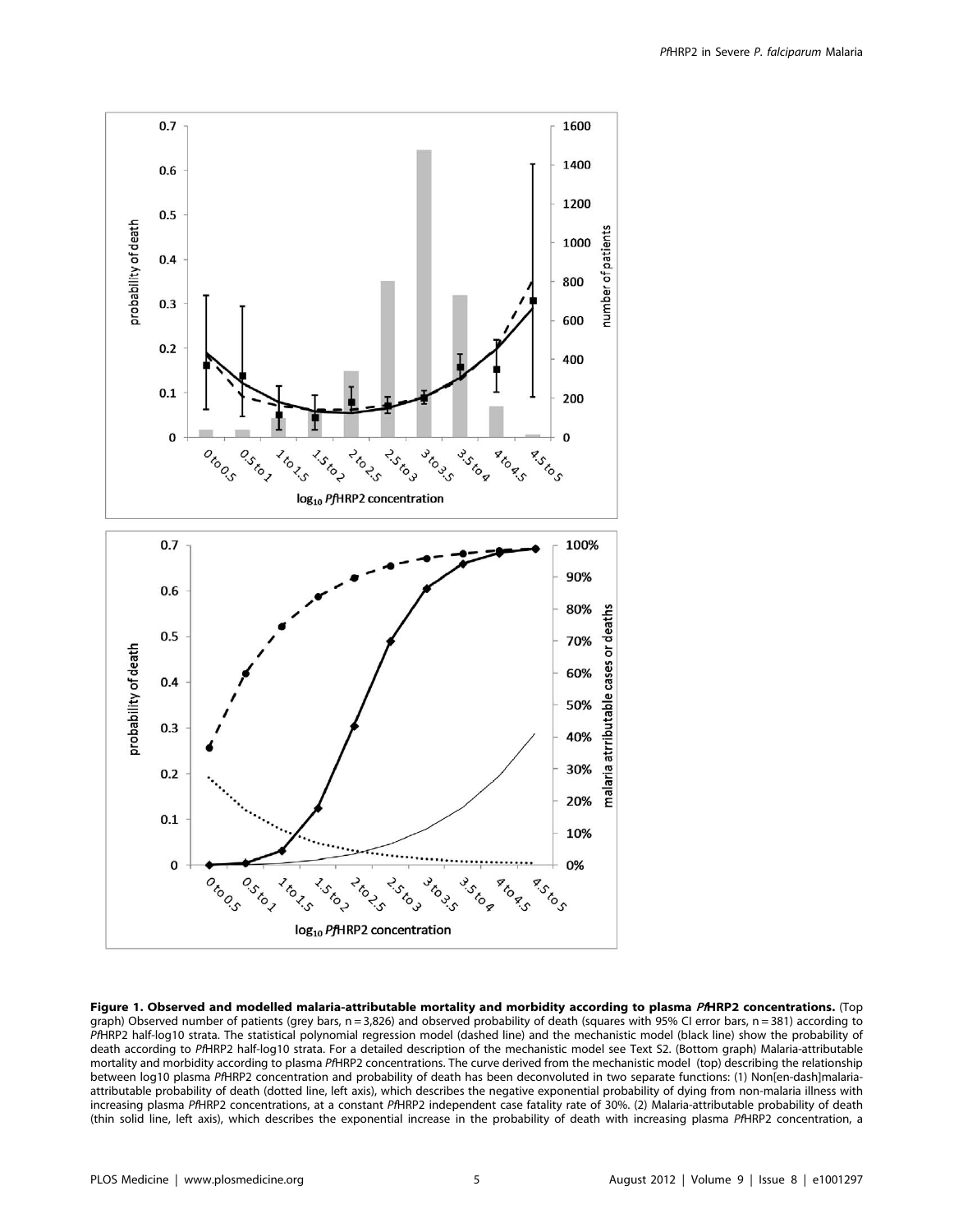**Figure 1. Observed and modelled malaria-attributable mortality and morbidity according to plasma *Pf*HRP2 concentrations.** (Top graph) Observed number of patients (grey bars, n = 3,826) and observed probability of death (squares with 95% CI error bars, n = 381) according to *Pf*HRP2 half-log10 strata. The statistical polynomial regression model (dashed line) and the mechanistic model (black line) show the probability of death according to *Pf*HRP2 half-log10 strata. For a detailed description of the mechanistic model see Text S2. (Bottom graph) Malaria-attributable mortality and morbidity according to plasma *Pf*HRP2 concentrations. The curve derived from the mechanistic model (top) describing the relationship between log10 plasma *Pf*HRP2 concentration and probability of death has been deconvoluted in two separate functions: (1) Non[en-dash]malaria-attributable probability of death (dotted line, left axis), which describes the negative exponential probability of dying from non-malaria illness with increasing plasma *Pf*HRP2 concentrations, at a constant *Pf*HRP2 independent case fatality rate of 30%. (2) Malaria-attributable probability of death (thin solid line, left axis), which describes the exponential increase in the probability of death with increasing plasma *Pf*HRP2 concentration, a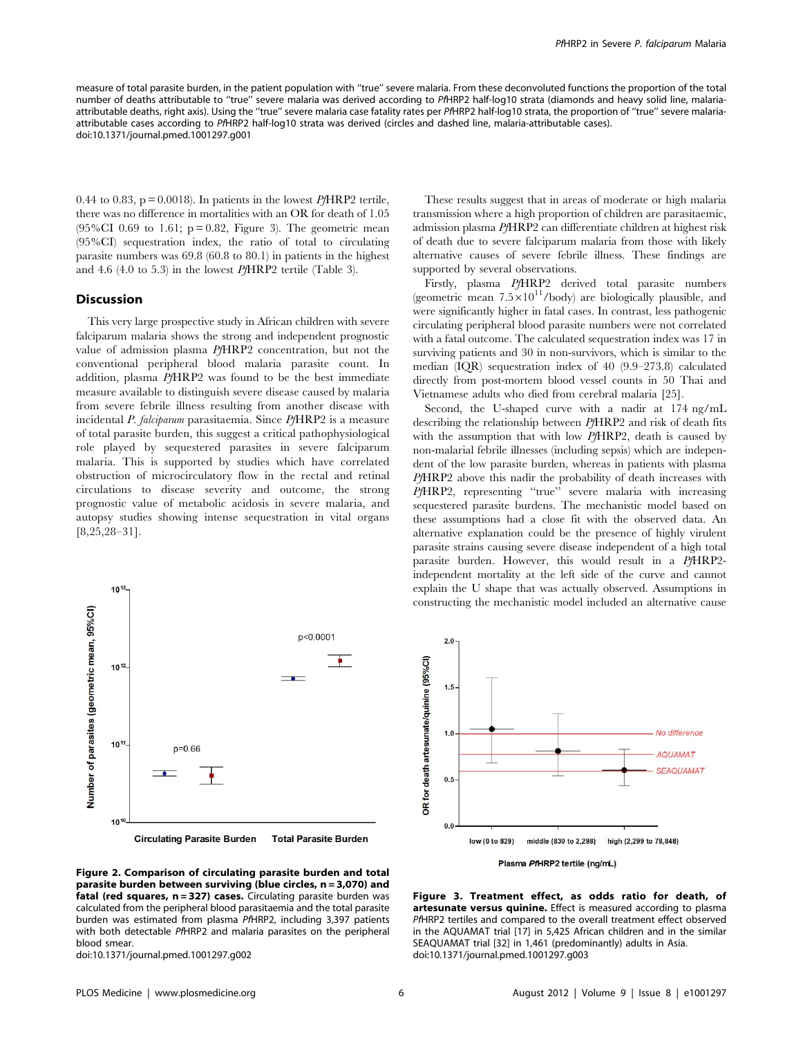measure of total parasite burden, in the patient population with "true" severe malaria. From these deconvoluted functions the proportion of the total number of deaths attributable to "true" severe malaria was derived according to *Pf*HRP2 half-log10 strata (diamonds and heavy solid line, malaria-attributable deaths, right axis). Using the "true" severe malaria case fatality rates per *Pf*HRP2 half-log10 strata, the proportion of "true" severe malaria-attributable cases according to *Pf*HRP2 half-log10 strata was derived (circles and dashed line, malaria-attributable cases).
doi:10.1371/journal.pmed.1001297.g001

0.44 to 0.83, p = 0.0018). In patients in the lowest *Pf*HRP2 tertile, there was no difference in mortalities with an OR for death of 1.05 (95%CI 0.69 to 1.61; p = 0.82, Figure 3). The geometric mean (95%CI) sequestration index, the ratio of total to circulating parasite numbers was 69.8 (60.8 to 80.1) in patients in the highest and 4.6 (4.0 to 5.3) in the lowest *Pf*HRP2 tertile (Table 3).

## Discussion

This very large prospective study in African children with severe falciparum malaria shows the strong and independent prognostic value of admission plasma *Pf*HRP2 concentration, but not the conventional peripheral blood malaria parasite count. In addition, plasma *Pf*HRP2 was found to be the best immediate measure available to distinguish severe disease caused by malaria from severe febrile illness resulting from another disease with incidental *P. falciparum* parasitaemia. Since *Pf*HRP2 is a measure of total parasite burden, this suggest a critical pathophysiological role played by sequestered parasites in severe falciparum malaria. This is supported by studies which have correlated obstruction of microcirculatory flow in the rectal and retinal circulations to disease severity and outcome, the strong prognostic value of metabolic acidosis in severe malaria, and autopsy studies showing intense sequestration in vital organs [8,25,28–31].

These results suggest that in areas of moderate or high malaria transmission where a high proportion of children are parasitaemic, admission plasma *Pf*HRP2 can differentiate children at highest risk of death due to severe falciparum malaria from those with likely alternative causes of severe febrile illness. These findings are supported by several observations.

Firstly, plasma *Pf*HRP2 derived total parasite numbers (geometric mean $7.5 \times 10^{11}$/body) are biologically plausible, and were significantly higher in fatal cases. In contrast, less pathogenic circulating peripheral blood parasite numbers were not correlated with a fatal outcome. The calculated sequestration index was 17 in surviving patients and 30 in non-survivors, which is similar to the median (IQR) sequestration index of 40 (9.9–273.8) calculated directly from post-mortem blood vessel counts in 50 Thai and Vietnamese adults who died from cerebral malaria [25].

Second, the U-shaped curve with a nadir at 174 ng/mL describing the relationship between *Pf*HRP2 and risk of death fits with the assumption that with low *Pf*HRP2, death is caused by non-malarial febrile illnesses (including sepsis) which are independent of the low parasite burden, whereas in patients with plasma *Pf*HRP2 above this nadir the probability of death increases with *Pf*HRP2, representing "true" severe malaria with increasing sequestered parasite burdens. The mechanistic model based on these assumptions had a close fit with the observed data. An alternative explanation could be the presence of highly virulent parasite strains causing severe disease independent of a high total parasite burden. However, this would result in a *Pf*HRP2-independent mortality at the left side of the curve and cannot explain the U shape that was actually observed. Assumptions in constructing the mechanistic model included an alternative cause

**Figure 2. Comparison of circulating parasite burden and total parasite burden between surviving (blue circles, n = 3,070) and fatal (red squares, n = 327) cases.** Circulating parasite burden was calculated from the peripheral blood parasitaemia and the total parasite burden was estimated from plasma *Pf*HRP2, including 3,397 patients with both detectable *Pf*HRP2 and malaria parasites on the peripheral blood smear.
doi:10.1371/journal.pmed.1001297.g002

**Figure 3. Treatment effect, as odds ratio for death, of artesunate versus quinine.** Effect is measured according to plasma *Pf*HRP2 tertiles and compared to the overall treatment effect observed in the AQUAMAT trial [17] in 5,425 African children and in the similar SEAQUAMAT trial [32] in 1,461 (predominantly) adults in Asia.
doi:10.1371/journal.pmed.1001297.g003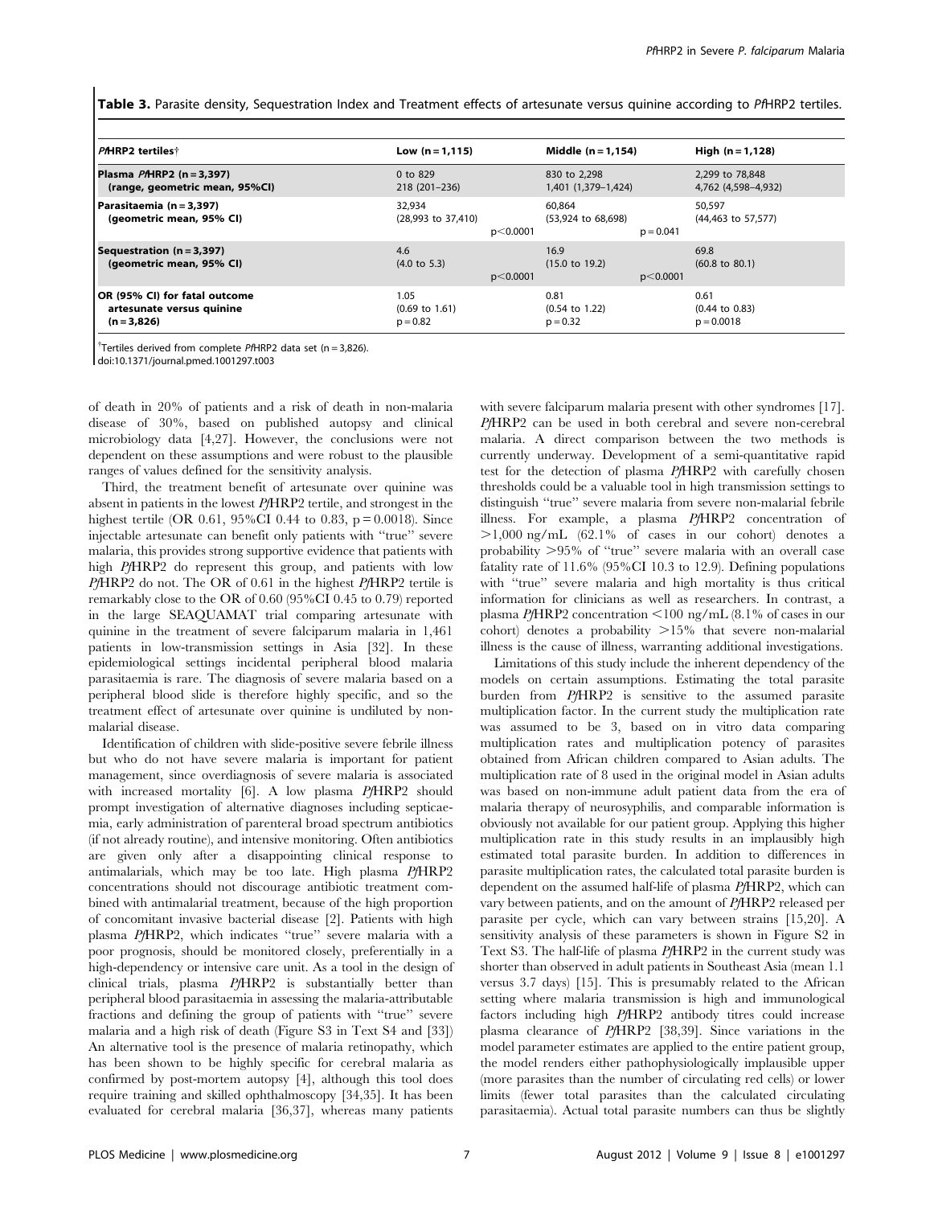**Table 3.** Parasite density, Sequestration Index and Treatment effects of artesunate versus quinine according to *Pf*HRP2 tertiles.

| *Pf*HRP2 tertiles† | Low (n = 1,115) | | Middle (n = 1,154) | | High (n = 1,128) |
|---|---|---|---|---|---|
| **Plasma *Pf*HRP2 (n = 3,397) (range, geometric mean, 95%CI)** | 0 to 829<br>218 (201–236) | | 830 to 2,298<br>1,401 (1,379–1,424) | | 2,299 to 78,848<br>4,762 (4,598–4,932) |
| **Parasitaemia (n = 3,397) (geometric mean, 95% CI)** | 32,934<br>(28,993 to 37,410) | p<0.0001 | 60,864<br>(53,924 to 68,698) | p = 0.041 | 50,597<br>(44,463 to 57,577) |
| **Sequestration (n = 3,397) (geometric mean, 95% CI)** | 4.6<br>(4.0 to 5.3) | p<0.0001 | 16.9<br>(15.0 to 19.2) | p<0.0001 | 69.8<br>(60.8 to 80.1) |
| **OR (95% CI) for fatal outcome artesunate versus quinine (n = 3,826)** | 1.05<br>(0.69 to 1.61)<br>p = 0.82 | | 0.81<br>(0.54 to 1.22)<br>p = 0.32 | | 0.61<br>(0.44 to 0.83)<br>p = 0.0018 |

†Tertiles derived from complete *Pf*HRP2 data set (n = 3,826).
doi:10.1371/journal.pmed.1001297.t003

of death in 20% of patients and a risk of death in non-malaria disease of 30%, based on published autopsy and clinical microbiology data [4,27]. However, the conclusions were not dependent on these assumptions and were robust to the plausible ranges of values defined for the sensitivity analysis.

Third, the treatment benefit of artesunate over quinine was absent in patients in the lowest *Pf*HRP2 tertile, and strongest in the highest tertile (OR 0.61, 95%CI 0.44 to 0.83, p = 0.0018). Since injectable artesunate can benefit only patients with "true" severe malaria, this provides strong supportive evidence that patients with high *Pf*HRP2 do represent this group, and patients with low *Pf*HRP2 do not. The OR of 0.61 in the highest *Pf*HRP2 tertile is remarkably close to the OR of 0.60 (95%CI 0.45 to 0.79) reported in the large SEAQUAMAT trial comparing artesunate with quinine in the treatment of severe falciparum malaria in 1,461 patients in low-transmission settings in Asia [32]. In these epidemiological settings incidental peripheral blood malaria parasitaemia is rare. The diagnosis of severe malaria based on a peripheral blood slide is therefore highly specific, and so the treatment effect of artesunate over quinine is undiluted by non-malarial disease.

Identification of children with slide-positive severe febrile illness but who do not have severe malaria is important for patient management, since overdiagnosis of severe malaria is associated with increased mortality [6]. A low plasma *Pf*HRP2 should prompt investigation of alternative diagnoses including septicaemia, early administration of parenteral broad spectrum antibiotics (if not already routine), and intensive monitoring. Often antibiotics are given only after a disappointing clinical response to antimalarials, which may be too late. High plasma *Pf*HRP2 concentrations should not discourage antibiotic treatment combined with antimalarial treatment, because of the high proportion of concomitant invasive bacterial disease [2]. Patients with high plasma *Pf*HRP2, which indicates "true" severe malaria with a poor prognosis, should be monitored closely, preferentially in a high-dependency or intensive care unit. As a tool in the design of clinical trials, plasma *Pf*HRP2 is substantially better than peripheral blood parasitaemia in assessing the malaria-attributable fractions and defining the group of patients with "true" severe malaria and a high risk of death (Figure S3 in Text S4 and [33]) An alternative tool is the presence of malaria retinopathy, which has been shown to be highly specific for cerebral malaria as confirmed by post-mortem autopsy [4], although this tool does require training and skilled ophthalmoscopy [34,35]. It has been evaluated for cerebral malaria [36,37], whereas many patients with severe falciparum malaria present with other syndromes [17]. *Pf*HRP2 can be used in both cerebral and severe non-cerebral malaria. A direct comparison between the two methods is currently underway. Development of a semi-quantitative rapid test for the detection of plasma *Pf*HRP2 with carefully chosen thresholds could be a valuable tool in high transmission settings to distinguish "true" severe malaria from severe non-malarial febrile illness. For example, a plasma *Pf*HRP2 concentration of >1,000 ng/mL (62.1% of cases in our cohort) denotes a probability >95% of "true" severe malaria with an overall case fatality rate of 11.6% (95%CI 10.3 to 12.9). Defining populations with "true" severe malaria and high mortality is thus critical information for clinicians as well as researchers. In contrast, a plasma *Pf*HRP2 concentration <100 ng/mL (8.1% of cases in our cohort) denotes a probability >15% that severe non-malarial illness is the cause of illness, warranting additional investigations.

Limitations of this study include the inherent dependency of the models on certain assumptions. Estimating the total parasite burden from *Pf*HRP2 is sensitive to the assumed parasite multiplication factor. In the current study the multiplication rate was assumed to be 3, based on in vitro data comparing multiplication rates and multiplication potency of parasites obtained from African children compared to Asian adults. The multiplication rate of 8 used in the original model in Asian adults was based on non-immune adult patient data from the era of malaria therapy of neurosyphilis, and comparable information is obviously not available for our patient group. Applying this higher multiplication rate in this study results in an implausibly high estimated total parasite burden. In addition to differences in parasite multiplication rates, the calculated total parasite burden is dependent on the assumed half-life of plasma *Pf*HRP2, which can vary between patients, and on the amount of *Pf*HRP2 released per parasite per cycle, which can vary between strains [15,20]. A sensitivity analysis of these parameters is shown in Figure S2 in Text S3. The half-life of plasma *Pf*HRP2 in the current study was shorter than observed in adult patients in Southeast Asia (mean 1.1 versus 3.7 days) [15]. This is presumably related to the African setting where malaria transmission is high and immunological factors including high *Pf*HRP2 antibody titres could increase plasma clearance of *Pf*HRP2 [38,39]. Since variations in the model parameter estimates are applied to the entire patient group, the model renders either pathophysiologically implausible upper (more parasites than the number of circulating red cells) or lower limits (fewer total parasites than the calculated circulating parasitaemia). Actual total parasite numbers can thus be slightly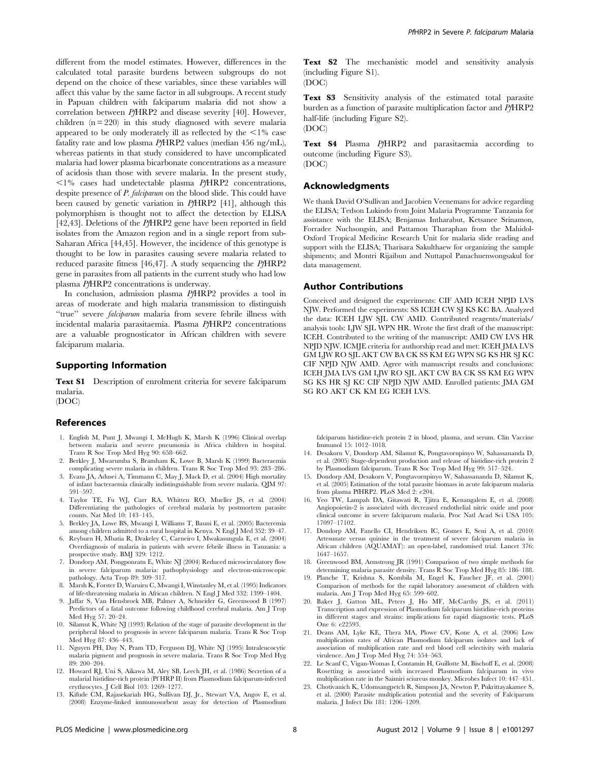different from the model estimates. However, differences in the calculated total parasite burdens between subgroups do not depend on the choice of these variables, since these variables will affect this value by the same factor in all subgroups. A recent study in Papuan children with falciparum malaria did not show a correlation between *Pf*HRP2 and disease severity [40]. However, children (n = 220) in this study diagnosed with severe malaria appeared to be only moderately ill as reflected by the <1% case fatality rate and low plasma *Pf*HRP2 values (median 456 ng/mL), whereas patients in that study considered to have uncomplicated malaria had lower plasma bicarbonate concentrations as a measure of acidosis than those with severe malaria. In the present study, <1% cases had undetectable plasma *Pf*HRP2 concentrations, despite presence of *P. falciparum* on the blood slide. This could have been caused by genetic variation in *Pf*HRP2 [41], although this polymorphism is thought not to affect the detection by ELISA [42,43]. Deletions of the *Pf*HRP2 gene have been reported in field isolates from the Amazon region and in a single report from sub-Saharan Africa [44,45]. However, the incidence of this genotype is thought to be low in parasites causing severe malaria related to reduced parasite fitness [46,47]. A study sequencing the *Pf*HRP2 gene in parasites from all patients in the current study who had low plasma *Pf*HRP2 concentrations is underway.

In conclusion, admission plasma *Pf*HRP2 provides a tool in areas of moderate and high malaria transmission to distinguish "true" severe *falciparum* malaria from severe febrile illness with incidental malaria parasitaemia. Plasma *Pf*HRP2 concentrations are a valuable prognosticator in African children with severe falciparum malaria.

## Supporting Information

**Text S1** Description of enrolment criteria for severe falciparum malaria.
(DOC)

**Text S2** The mechanistic model and sensitivity analysis (including Figure S1).
(DOC)

**Text S3** Sensitivity analysis of the estimated total parasite burden as a function of parasite multiplication factor and *Pf*HRP2 half-life (including Figure S2).
(DOC)

**Text S4** Plasma *Pf*HRP2 and parasitaemia according to outcome (including Figure S3).
(DOC)

## Acknowledgments

We thank David O'Sullivan and Jacobien Veenemans for advice regarding the ELISA; Tedson Lukindo from Joint Malaria Programme Tanzania for assistance with the ELISA; Benjamas Intharabut, Ketsanee Srinamon, Forradee Nuchsongsin, and Pattamon Tharaphan from the Mahidol-Oxford Tropical Medicine Research Unit for malaria slide reading and support with the ELISA; Tharisara Sakulthaew for organizing the sample shipments; and Montri Rijaibun and Nuttapol Panachuenwongsakul for data management.

## Author Contributions

Conceived and designed the experiments: CIF AMD ICEH NPJD LVS NJW. Performed the experiments: SS ICEH CW SJ KS KC BA. Analyzed the data: ICEH LJW SJL CW AMD. Contributed reagents/materials/analysis tools: LJW SJL WPN HR. Wrote the first draft of the manuscript: ICEH. Contributed to the writing of the manuscript: AMD CW LVS HR NPJD NJW. ICMJE criteria for authorship read and met: ICEH JMA LVS GM LJW RO SJL AKT CW BA CK SS KM EG WPN SG KS HR SJ KC CIF NPJD NJW AMD. Agree with manuscript results and conclusions: ICEH JMA LVS GM LJW RO SJL AKT CW BA CK SS KM EG WPN SG KS HR SJ KC CIF NPJD NJW AMD. Enrolled patients: JMA GM SG RO AKT CK KM EG ICEH LVS.

## References

1. English M, Punt J, Mwangi I, McHugh K, Marsh K (1996) Clinical overlap between malaria and severe pneumonia in Africa children in hospital. Trans R Soc Trop Med Hyg 90: 658–662.
2. Berkley J, Mwarumba S, Bramham K, Lowe B, Marsh K (1999) Bacteraemia complicating severe malaria in children. Trans R Soc Trop Med 93: 283–286.
3. Evans JA, Adusei A, Timmann C, May J, Mack D, et al. (2004) High mortality of infant bacteraemia clinically indistinguishable from severe malaria. QJM 97: 591–597.
4. Taylor TE, Fu WJ, Carr RA, Whitten RO, Mueller JS, et al. (2004) Differentiating the pathologies of cerebral malaria by postmortem parasite counts. Nat Med 10: 143–145.
5. Berkley JA, Lowe BS, Mwangi I, Williams T, Bauni E, et al. (2005) Bacteremia among children admitted to a rural hospital in Kenya. N Engl J Med 352: 39–47.
6. Reyburn H, Mbatia R, Drakeley C, Carneiro I, Mwakasungula E, et al. (2004) Overdiagnosis of malaria in patients with severe febrile illness in Tanzania: a prospective study. BMJ 329: 1212.
7. Dondorp AM, Pongponratn E, White NJ (2004) Reduced microcirculatory flow in severe falciparum malaria: pathophysiology and electron-microscopic pathology. Acta Trop 89: 309–317.
8. Marsh K, Forster D, Waruiru C, Mwangi I, Winstanley M, et al. (1995) Indicators of life-threatening malaria in African children. N Engl J Med 332: 1399–1404.
9. Jaffar S, Van Hensbroek MB, Palmer A, Schneider G, Greenwood B (1997) Predictors of a fatal outcome following childhood cerebral malaria. Am J Trop Med Hyg 57: 20–24.
10. Silamut K, White NJ (1993) Relation of the stage of parasite development in the peripheral blood to prognosis in severe falciparum malaria. Trans R Soc Trop Med Hyg 87: 436–443.
11. Nguyen PH, Day N, Pram TD, Ferguson DJ, White NJ (1995) Intraleucocytic malaria pigment and prognosis in severe malaria. Trans R Soc Trop Med Hyg 89: 200–204.
12. Howard RJ, Uni S, Aikawa M, Aley SB, Leech JH, et al. (1986) Secretion of a malarial histidine-rich protein (Pf HRP II) from Plasmodium falciparum-infected erythrocytes. J Cell Biol 103: 1269–1277.
13. Kifude CM, Rajasekariah HG, Sullivan DJ, Jr., Stewart VA, Angov E, et al. (2008) Enzyme-linked immunosorbent assay for detection of Plasmodium falciparum histidine-rich protein 2 in blood, plasma, and serum. Clin Vaccine Immunol 15: 1012–1018.
14. Desakorn V, Dondorp AM, Silamut K, Pongtavornpinyo W, Sahassananda D, et al. (2005) Stage-dependent production and release of histidine-rich protein 2 by Plasmodium falciparum. Trans R Soc Trop Med Hyg 99: 517–524.
15. Dondorp AM, Desakorn V, Pongtavornpinyo W, Sahassananda D, Silamut K, et al. (2005) Estimation of the total parasite biomass in acute falciparum malaria from plasma PfHRP2. PLoS Med 2: e204.
16. Yeo TW, Lampah DA, Gitawati R, Tjitra E, Kenangalem E, et al. (2008) Angiopoietin-2 is associated with decreased endothelial nitric oxide and poor clinical outcome in severe falciparum malaria. Proc Natl Acad Sci USA 105: 17097–17102.
17. Dondorp AM, Fanello CI, Hendriksen IC, Gomes E, Seni A, et al. (2010) Artesunate versus quinine in the treatment of severe falciparum malaria in African children (AQUAMAT): an open-label, randomised trial. Lancet 376: 1647–1657.
18. Greenwood BM, Armstrong JR (1991) Comparison of two simple methods for determining malaria parasite density. Trans R Soc Trop Med Hyg 85: 186–188.
19. Planche T, Krishna S, Kombila M, Engel K, Faucher JF, et al. (2001) Comparison of methods for the rapid laboratory assessment of children with malaria. Am J Trop Med Hyg 65: 599–602.
20. Baker J, Gatton ML, Peters J, Ho MF, McCarthy JS, et al. (2011) Transcription and expression of Plasmodium falciparum histidine-rich proteins in different stages and strains: implications for rapid diagnostic tests. PLoS One 6: e22593.
21. Deans AM, Lyke KE, Thera MA, Plowe CV, Kone A, et al. (2006) Low multiplication rates of African Plasmodium falciparum isolates and lack of association of multiplication rate and red blood cell selectivity with malaria virulence. Am J Trop Med Hyg 74: 554–563.
22. Le Scanf C, Vigan-Womas I, Contamin H, Guillotte M, Bischoff E, et al. (2008) Rosetting is associated with increased Plasmodium falciparum in vivo multiplication rate in the Saimiri sciureus monkey. Microbes Infect 10: 447–451.
23. Chotivanich K, Udomsangpetch R, Simpson JA, Newton P, Pukrittayakamee S, et al. (2000) Parasite multiplication potential and the severity of Falciparum malaria. J Infect Dis 181: 1206–1209.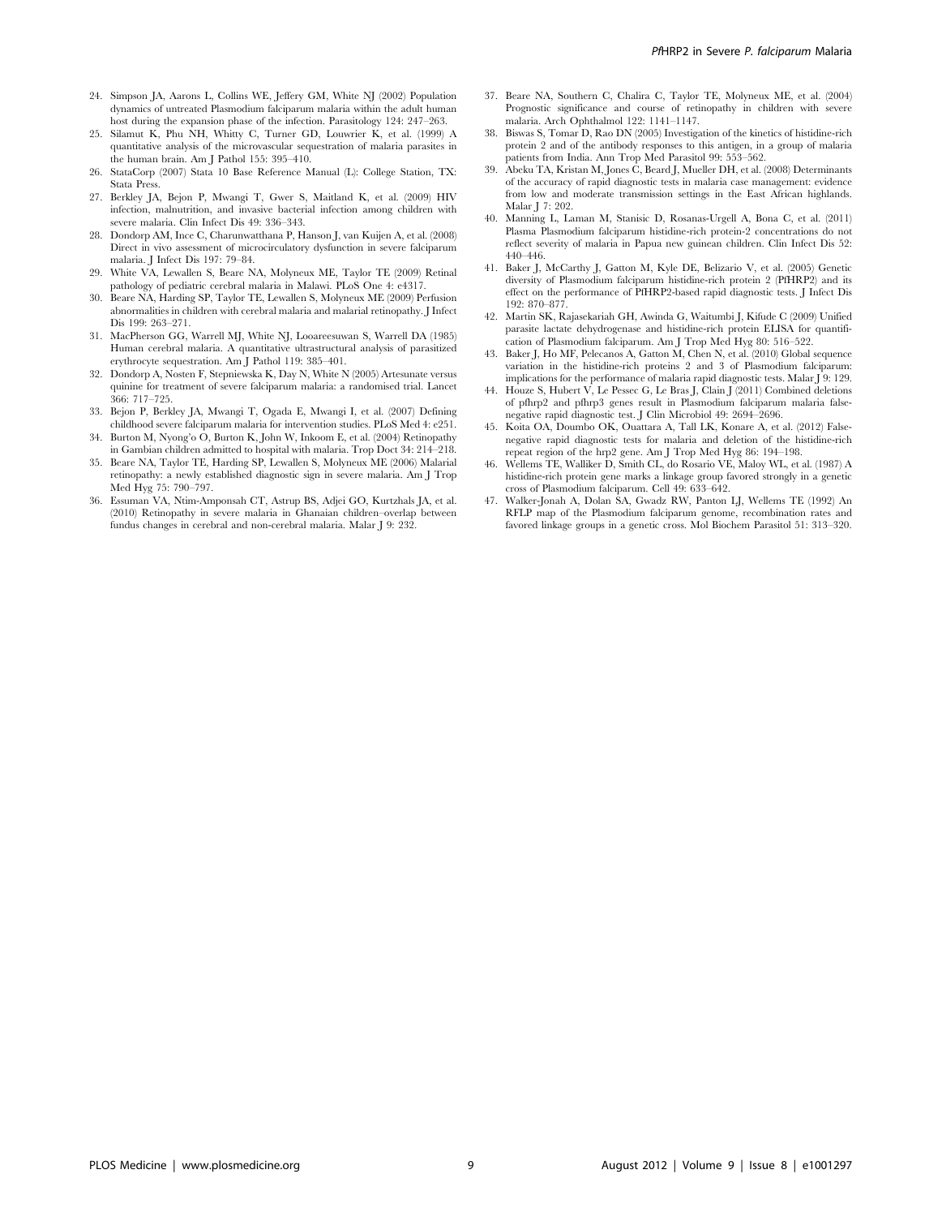24. Simpson JA, Aarons L, Collins WE, Jeffery GM, White NJ (2002) Population dynamics of untreated Plasmodium falciparum malaria within the adult human host during the expansion phase of the infection. Parasitology 124: 247–263.
25. Silamut K, Phu NH, Whitty C, Turner GD, Louwrier K, et al. (1999) A quantitative analysis of the microvascular sequestration of malaria parasites in the human brain. Am J Pathol 155: 395–410.
26. StataCorp (2007) Stata 10 Base Reference Manual (L): College Station, TX: Stata Press.
27. Berkley JA, Bejon P, Mwangi T, Gwer S, Maitland K, et al. (2009) HIV infection, malnutrition, and invasive bacterial infection among children with severe malaria. Clin Infect Dis 49: 336–343.
28. Dondorp AM, Ince C, Charunwatthana P, Hanson J, van Kuijen A, et al. (2008) Direct in vivo assessment of microcirculatory dysfunction in severe falciparum malaria. J Infect Dis 197: 79–84.
29. White VA, Lewallen S, Beare NA, Molyneux ME, Taylor TE (2009) Retinal pathology of pediatric cerebral malaria in Malawi. PLoS One 4: e4317.
30. Beare NA, Harding SP, Taylor TE, Lewallen S, Molyneux ME (2009) Perfusion abnormalities in children with cerebral malaria and malarial retinopathy. J Infect Dis 199: 263–271.
31. MacPherson GG, Warrell MJ, White NJ, Looareesuwan S, Warrell DA (1985) Human cerebral malaria. A quantitative ultrastructural analysis of parasitized erythrocyte sequestration. Am J Pathol 119: 385–401.
32. Dondorp A, Nosten F, Stepniewska K, Day N, White N (2005) Artesunate versus quinine for treatment of severe falciparum malaria: a randomised trial. Lancet 366: 717–725.
33. Bejon P, Berkley JA, Mwangi T, Ogada E, Mwangi I, et al. (2007) Defining childhood severe falciparum malaria for intervention studies. PLoS Med 4: e251.
34. Burton M, Nyong'o O, Burton K, John W, Inkoom E, et al. (2004) Retinopathy in Gambian children admitted to hospital with malaria. Trop Doct 34: 214–218.
35. Beare NA, Taylor TE, Harding SP, Lewallen S, Molyneux ME (2006) Malarial retinopathy: a newly established diagnostic sign in severe malaria. Am J Trop Med Hyg 75: 790–797.
36. Essuman VA, Ntim-Amponsah CT, Astrup BS, Adjei GO, Kurtzhals JA, et al. (2010) Retinopathy in severe malaria in Ghanaian children–overlap between fundus changes in cerebral and non-cerebral malaria. Malar J 9: 232.
37. Beare NA, Southern C, Chalira C, Taylor TE, Molyneux ME, et al. (2004) Prognostic significance and course of retinopathy in children with severe malaria. Arch Ophthalmol 122: 1141–1147.
38. Biswas S, Tomar D, Rao DN (2005) Investigation of the kinetics of histidine-rich protein 2 and of the antibody responses to this antigen, in a group of malaria patients from India. Ann Trop Med Parasitol 99: 553–562.
39. Abeku TA, Kristan M, Jones C, Beard J, Mueller DH, et al. (2008) Determinants of the accuracy of rapid diagnostic tests in malaria case management: evidence from low and moderate transmission settings in the East African highlands. Malar J 7: 202.
40. Manning L, Laman M, Stanisic D, Rosanas-Urgell A, Bona C, et al. (2011) Plasma Plasmodium falciparum histidine-rich protein-2 concentrations do not reflect severity of malaria in Papua new guinean children. Clin Infect Dis 52: 440–446.
41. Baker J, McCarthy J, Gatton M, Kyle DE, Belizario V, et al. (2005) Genetic diversity of Plasmodium falciparum histidine-rich protein 2 (PfHRP2) and its effect on the performance of PfHRP2-based rapid diagnostic tests. J Infect Dis 192: 870–877.
42. Martin SK, Rajasekariah GH, Awinda G, Waitumbi J, Kifude C (2009) Unified parasite lactate dehydrogenase and histidine-rich protein ELISA for quantification of Plasmodium falciparum. Am J Trop Med Hyg 80: 516–522.
43. Baker J, Ho MF, Pelecanos A, Gatton M, Chen N, et al. (2010) Global sequence variation in the histidine-rich proteins 2 and 3 of Plasmodium falciparum: implications for the performance of malaria rapid diagnostic tests. Malar J 9: 129.
44. Houze S, Hubert V, Le Pessec G, Le Bras J, Clain J (2011) Combined deletions of pfhrp2 and pfhrp3 genes result in Plasmodium falciparum malaria false-negative rapid diagnostic test. J Clin Microbiol 49: 2694–2696.
45. Koita OA, Doumbo OK, Ouattara A, Tall LK, Konare A, et al. (2012) False-negative rapid diagnostic tests for malaria and deletion of the histidine-rich repeat region of the hrp2 gene. Am J Trop Med Hyg 86: 194–198.
46. Wellems TE, Walliker D, Smith CL, do Rosario VE, Maloy WL, et al. (1987) A histidine-rich protein gene marks a linkage group favored strongly in a genetic cross of Plasmodium falciparum. Cell 49: 633–642.
47. Walker-Jonah A, Dolan SA, Gwadz RW, Panton LJ, Wellems TE (1992) An RFLP map of the Plasmodium falciparum genome, recombination rates and favored linkage groups in a genetic cross. Mol Biochem Parasitol 51: 313–320.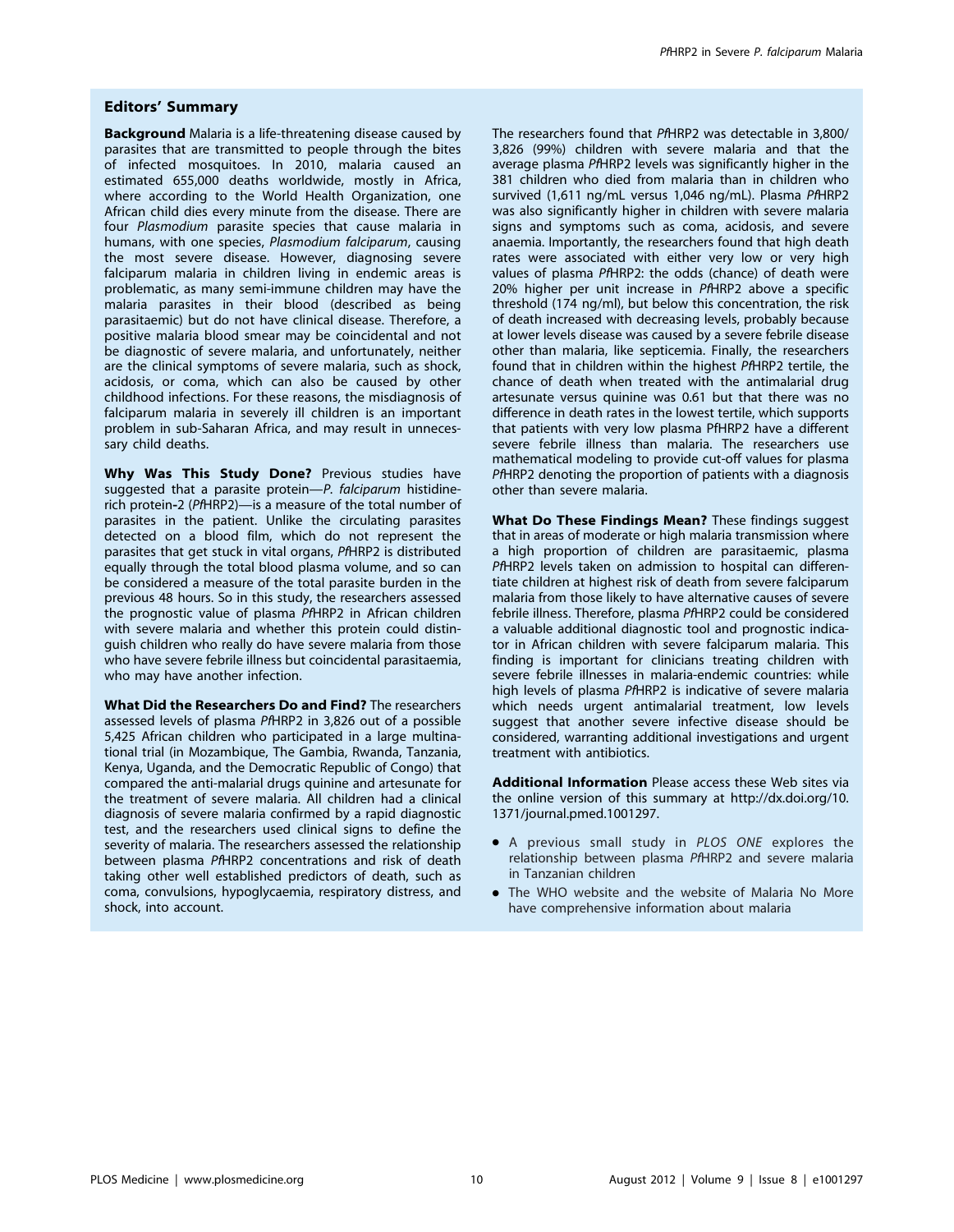## Editors' Summary

**Background** Malaria is a life-threatening disease caused by parasites that are transmitted to people through the bites of infected mosquitoes. In 2010, malaria caused an estimated 655,000 deaths worldwide, mostly in Africa, where according to the World Health Organization, one African child dies every minute from the disease. There are four *Plasmodium* parasite species that cause malaria in humans, with one species, *Plasmodium falciparum*, causing the most severe disease. However, diagnosing severe falciparum malaria in children living in endemic areas is problematic, as many semi-immune children may have the malaria parasites in their blood (described as being parasitaemic) but do not have clinical disease. Therefore, a positive malaria blood smear may be coincidental and not be diagnostic of severe malaria, and unfortunately, neither are the clinical symptoms of severe malaria, such as shock, acidosis, or coma, which can also be caused by other childhood infections. For these reasons, the misdiagnosis of falciparum malaria in severely ill children is an important problem in sub-Saharan Africa, and may result in unnecessary child deaths.

**Why Was This Study Done?** Previous studies have suggested that a parasite protein—*P. falciparum* histidine-rich protein-2 (*Pf*HRP2)—is a measure of the total number of parasites in the patient. Unlike the circulating parasites detected on a blood film, which do not represent the parasites that get stuck in vital organs, *Pf*HRP2 is distributed equally through the total blood plasma volume, and so can be considered a measure of the total parasite burden in the previous 48 hours. So in this study, the researchers assessed the prognostic value of plasma *Pf*HRP2 in African children with severe malaria and whether this protein could distinguish children who really do have severe malaria from those who have severe febrile illness but coincidental parasitaemia, who may have another infection.

**What Did the Researchers Do and Find?** The researchers assessed levels of plasma *Pf*HRP2 in 3,826 out of a possible 5,425 African children who participated in a large multinational trial (in Mozambique, The Gambia, Rwanda, Tanzania, Kenya, Uganda, and the Democratic Republic of Congo) that compared the anti-malarial drugs quinine and artesunate for the treatment of severe malaria. All children had a clinical diagnosis of severe malaria confirmed by a rapid diagnostic test, and the researchers used clinical signs to define the severity of malaria. The researchers assessed the relationship between plasma *Pf*HRP2 concentrations and risk of death taking other well established predictors of death, such as coma, convulsions, hypoglycaemia, respiratory distress, and shock, into account.

The researchers found that *Pf*HRP2 was detectable in 3,800/3,826 (99%) children with severe malaria and that the average plasma *Pf*HRP2 levels was significantly higher in the 381 children who died from malaria than in children who survived (1,611 ng/mL versus 1,046 ng/mL). Plasma *Pf*HRP2 was also significantly higher in children with severe malaria signs and symptoms such as coma, acidosis, and severe anaemia. Importantly, the researchers found that high death rates were associated with either very low or very high values of plasma *Pf*HRP2: the odds (chance) of death were 20% higher per unit increase in *Pf*HRP2 above a specific threshold (174 ng/ml), but below this concentration, the risk of death increased with decreasing levels, probably because at lower levels disease was caused by a severe febrile disease other than malaria, like septicemia. Finally, the researchers found that in children within the highest *Pf*HRP2 tertile, the chance of death when treated with the antimalarial drug artesunate versus quinine was 0.61 but that there was no difference in death rates in the lowest tertile, which supports that patients with very low plasma PfHRP2 have a different severe febrile illness than malaria. The researchers use mathematical modeling to provide cut-off values for plasma *Pf*HRP2 denoting the proportion of patients with a diagnosis other than severe malaria.

**What Do These Findings Mean?** These findings suggest that in areas of moderate or high malaria transmission where a high proportion of children are parasitaemic, plasma *Pf*HRP2 levels taken on admission to hospital can differentiate children at highest risk of death from severe falciparum malaria from those likely to have alternative causes of severe febrile illness. Therefore, plasma *Pf*HRP2 could be considered a valuable additional diagnostic tool and prognostic indicator in African children with severe falciparum malaria. This finding is important for clinicians treating children with severe febrile illnesses in malaria-endemic countries: while high levels of plasma *Pf*HRP2 is indicative of severe malaria which needs urgent antimalarial treatment, low levels suggest that another severe infective disease should be considered, warranting additional investigations and urgent treatment with antibiotics.

**Additional Information** Please access these Web sites via the online version of this summary at http://dx.doi.org/10.1371/journal.pmed.1001297.

- A previous small study in *PLOS ONE* explores the relationship between plasma *Pf*HRP2 and severe malaria in Tanzanian children
- The WHO website and the website of Malaria No More have comprehensive information about malaria